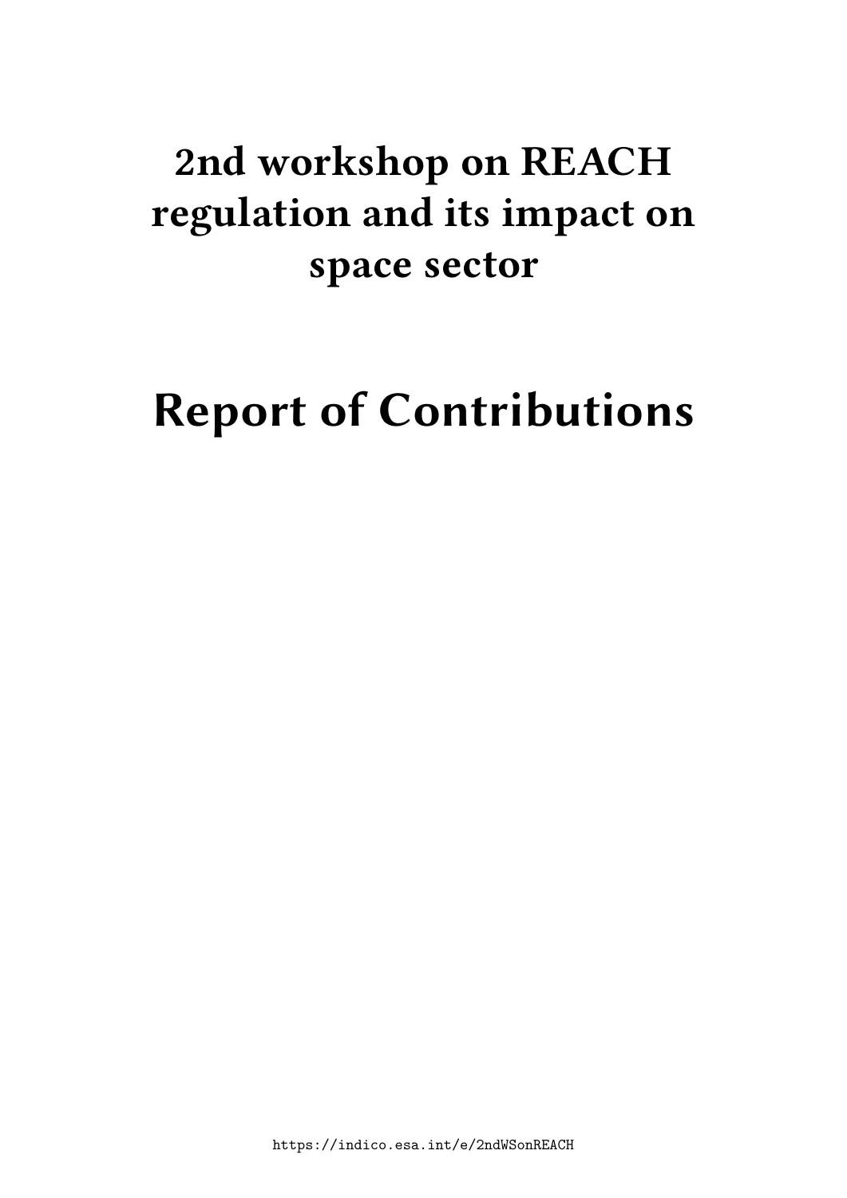# 2nd workshop on REACH regulation and its impact on space sector

# Report of Contributions

https://indico.esa.int/e/2ndWSonREACH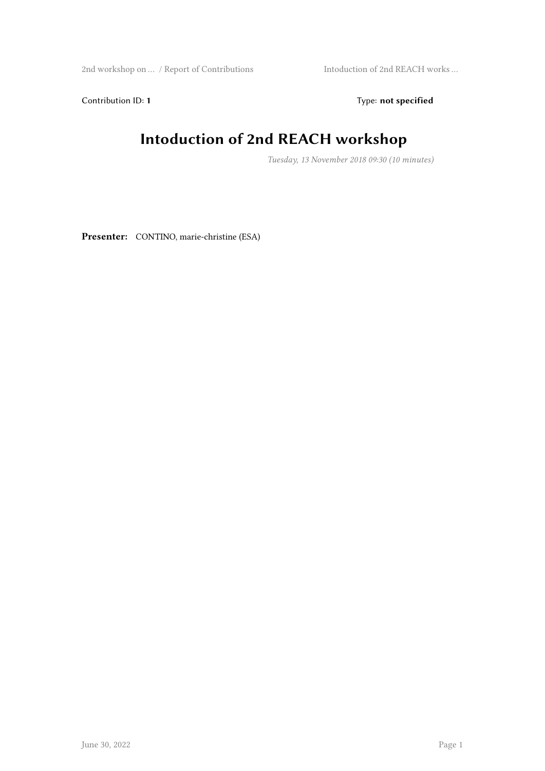Contribution ID: **1**

Type: **not specified**

# Intoduction of 2nd REACH workshop

*Tuesday, 13 November 2018 09:30 (10 minutes)*

**Presenter:** CONTINO, marie-christine (ESA)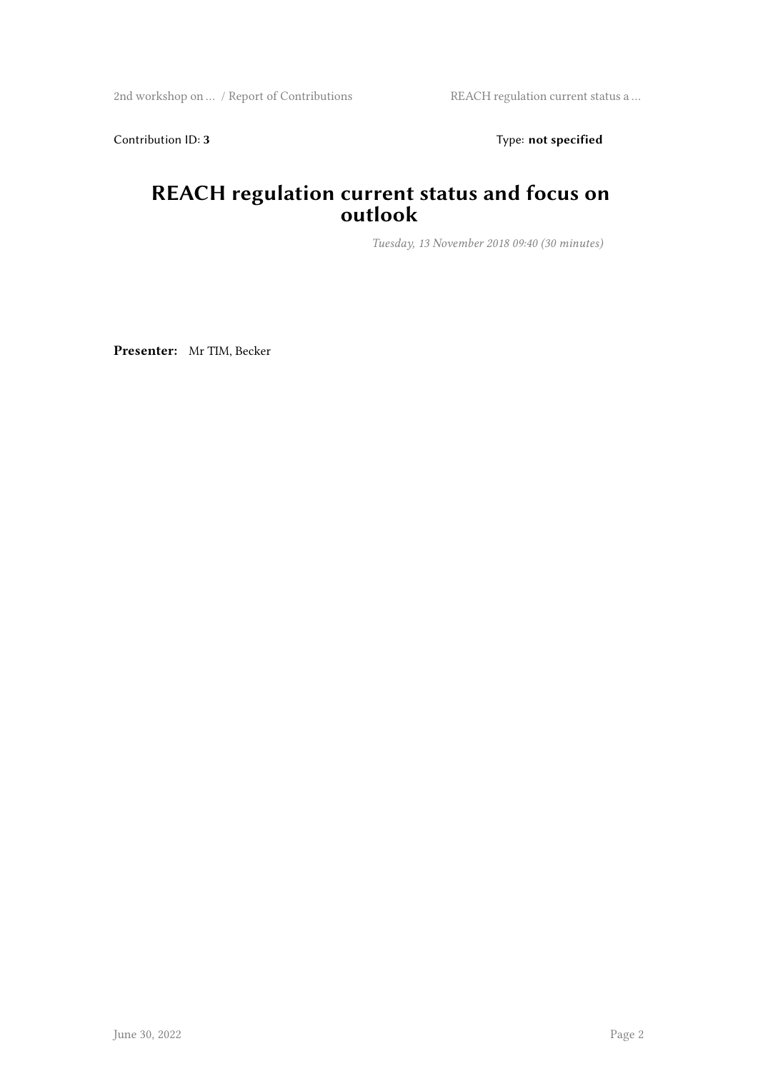Contribution ID: **3** Type: **not specified**

# REACH regulation current status and focus on outlook

*Tuesday, 13 November 2018 09:40 (30 minutes)*

**Presenter:** Mr TIM, Becker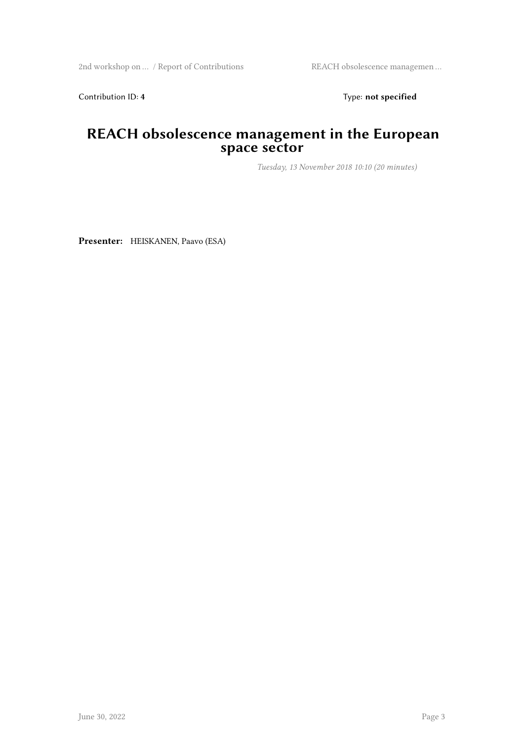Contribution ID: **4** Type: **not specified**

# REACH obsolescence management in the European space sector

*Tuesday, 13 November 2018 10:10 (20 minutes)*

**Presenter:** HEISKANEN, Paavo (ESA)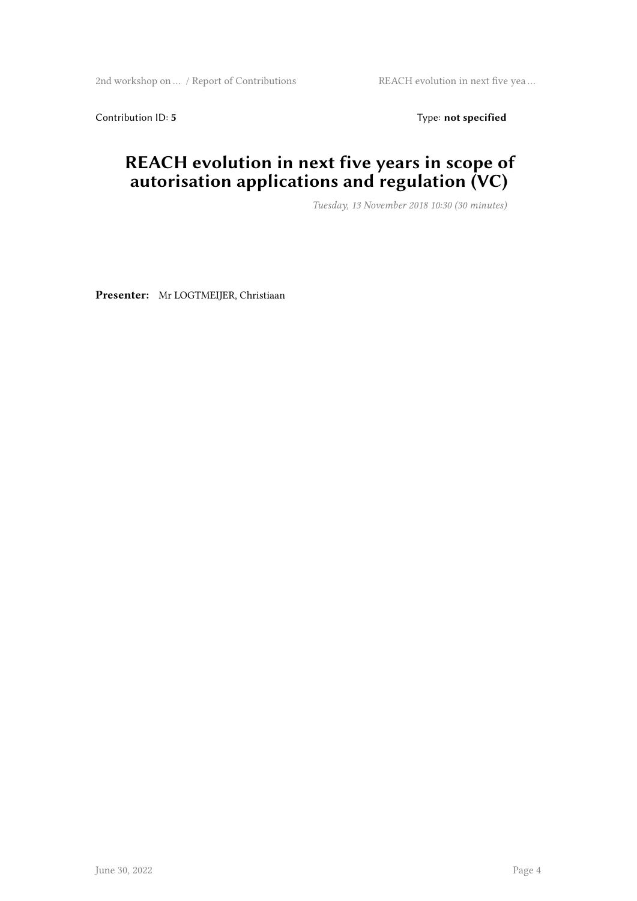Contribution ID: **5**

Type: **not specified**

# REACH evolution in next five years in scope of autorisation applications and regulation (VC)

*Tuesday, 13 November 2018 10:30 (30 minutes)*

**Presenter:** Mr LOGTMEIJER, Christiaan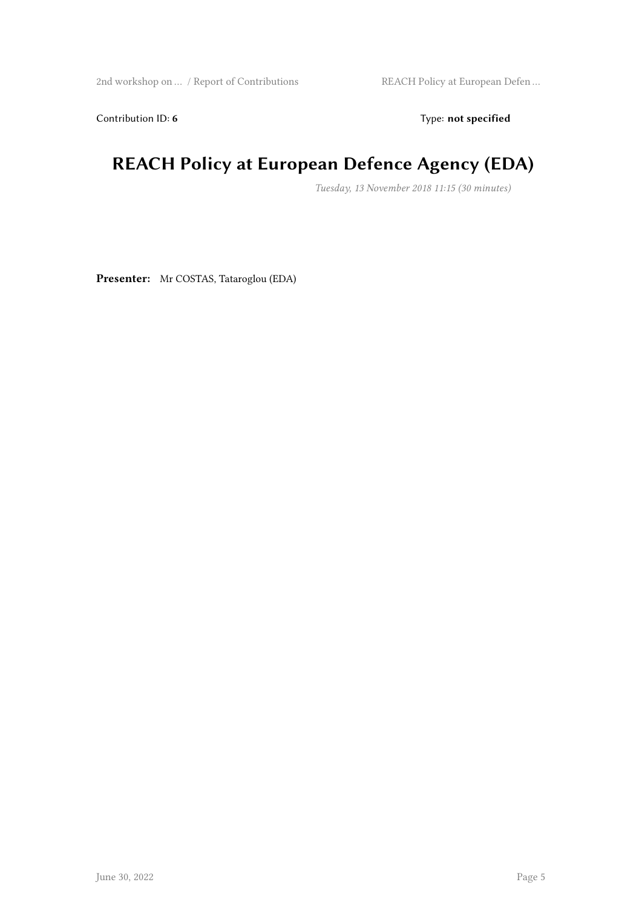Contribution ID: **6**

Type: **not specified**

# REACH Policy at European Defence Agency (EDA)

*Tuesday, 13 November 2018 11:15 (30 minutes)*

**Presenter:** Mr COSTAS, Tataroglou (EDA)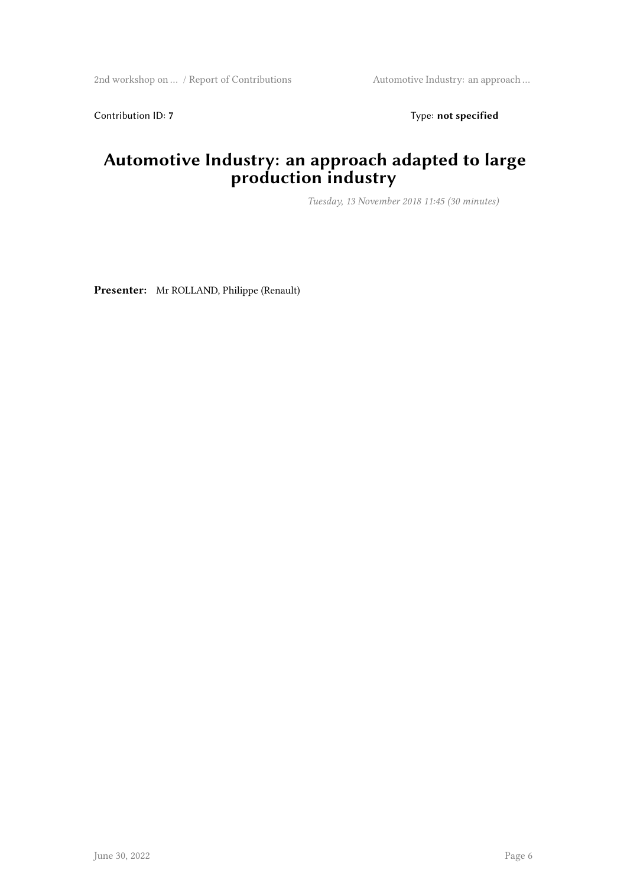Contribution ID: **7** Type: **not specified**

# Automotive Industry: an approach adapted to large production industry

*Tuesday, 13 November 2018 11:45 (30 minutes)*

**Presenter:** Mr ROLLAND, Philippe (Renault)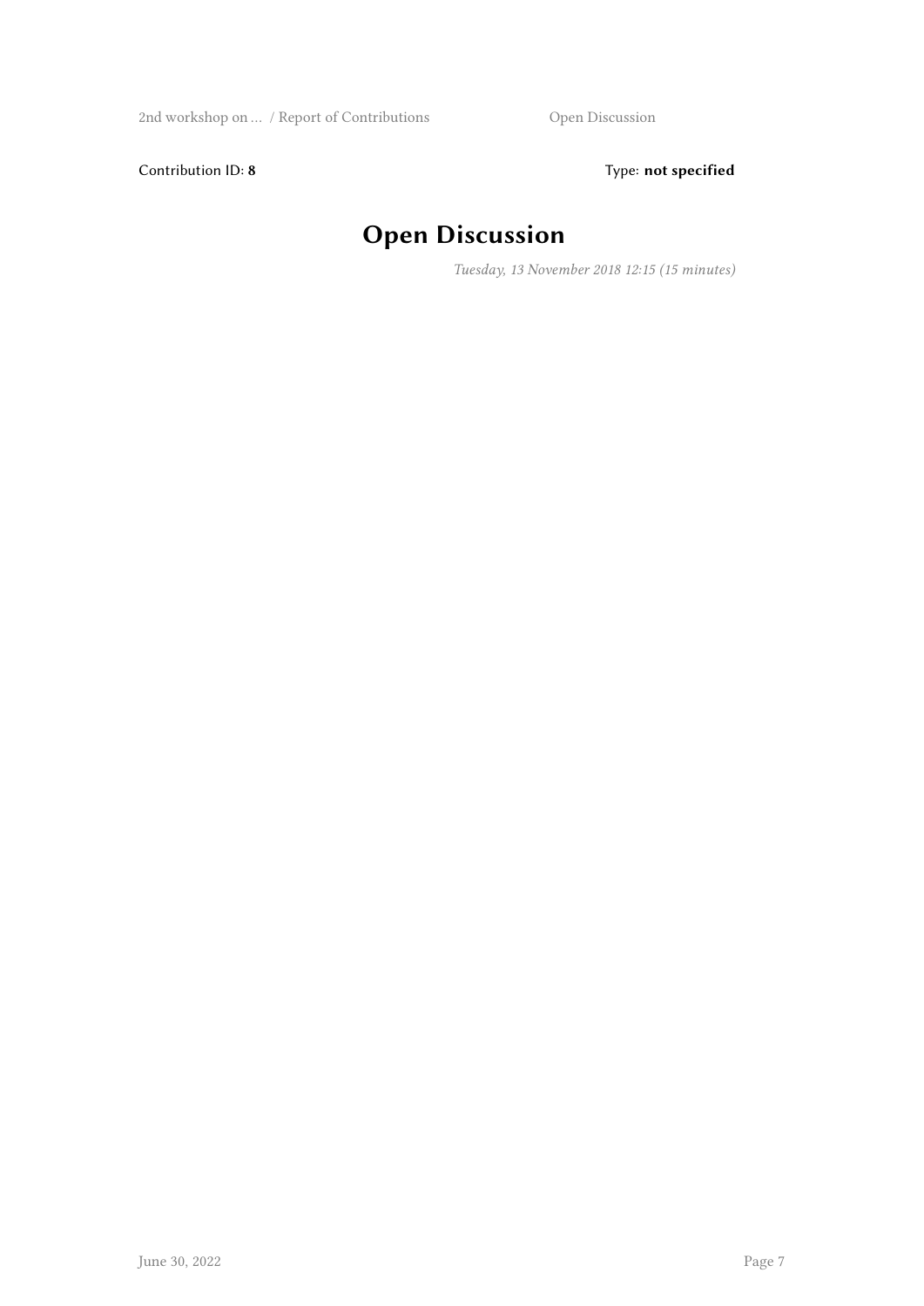Contribution ID: **8** Type: **not specified**

# Open Discussion

*Tuesday, 13 November 2018 12:15 (15 minutes)*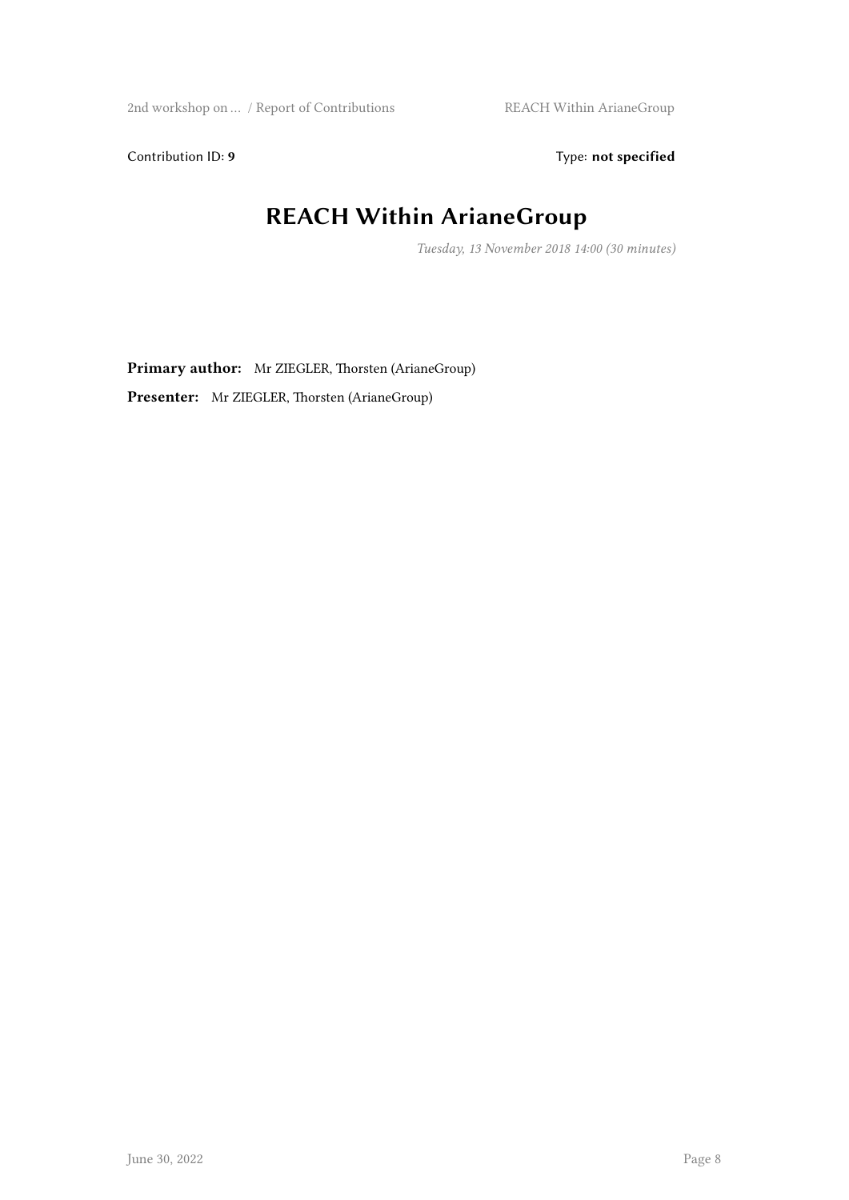Contribution ID: **9**  Type: **not specified**

# REACH Within ArianeGroup

*Tuesday, 13 November 2018 14:00 (30 minutes)*

**Primary author:** Mr ZIEGLER, Thorsten (ArianeGroup)

**Presenter:** Mr ZIEGLER, Thorsten (ArianeGroup)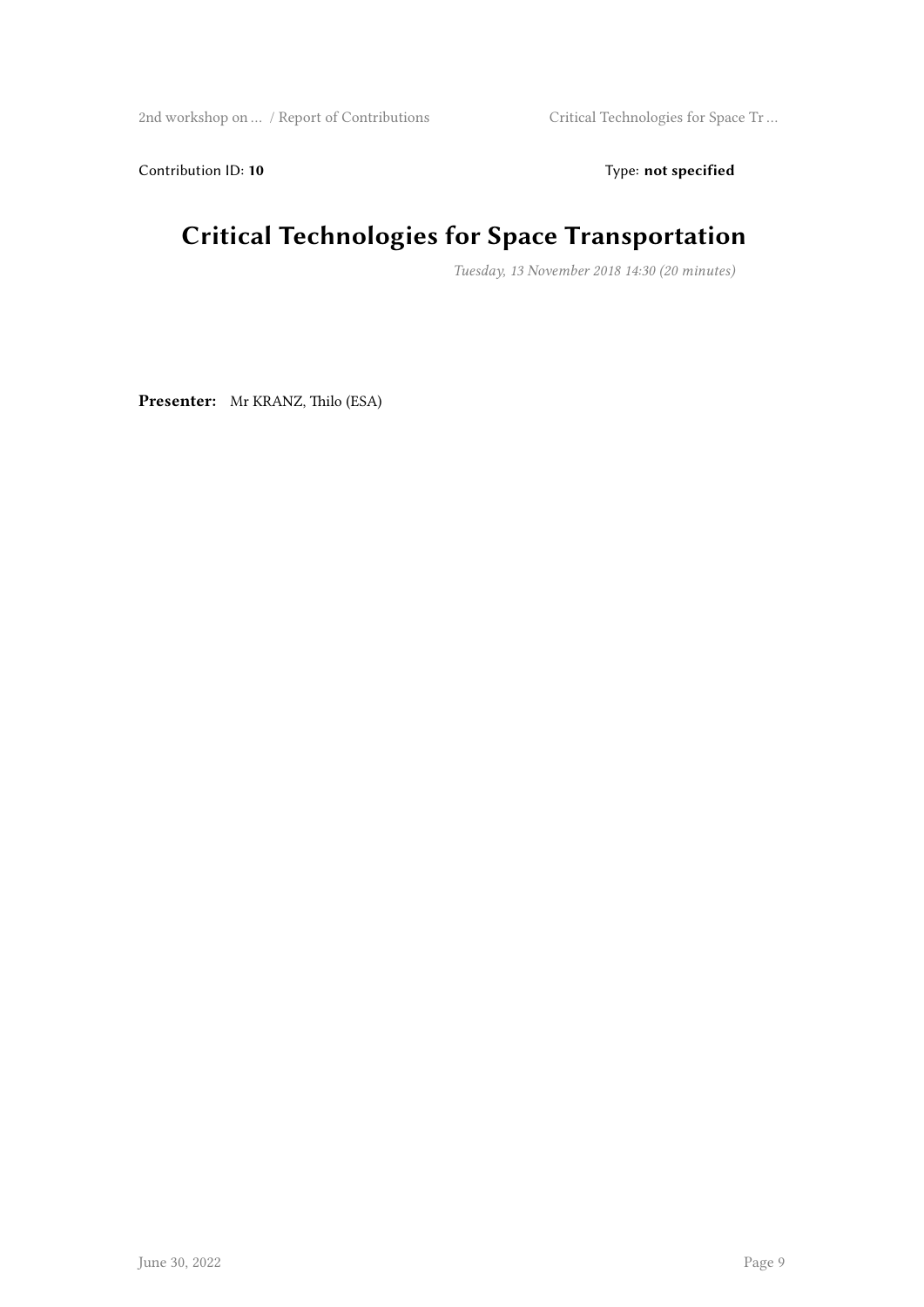Contribution ID: **10** Type: **not specified**

# Critical Technologies for Space Transportation

*Tuesday, 13 November 2018 14:30 (20 minutes)*

**Presenter:** Mr KRANZ, Thilo (ESA)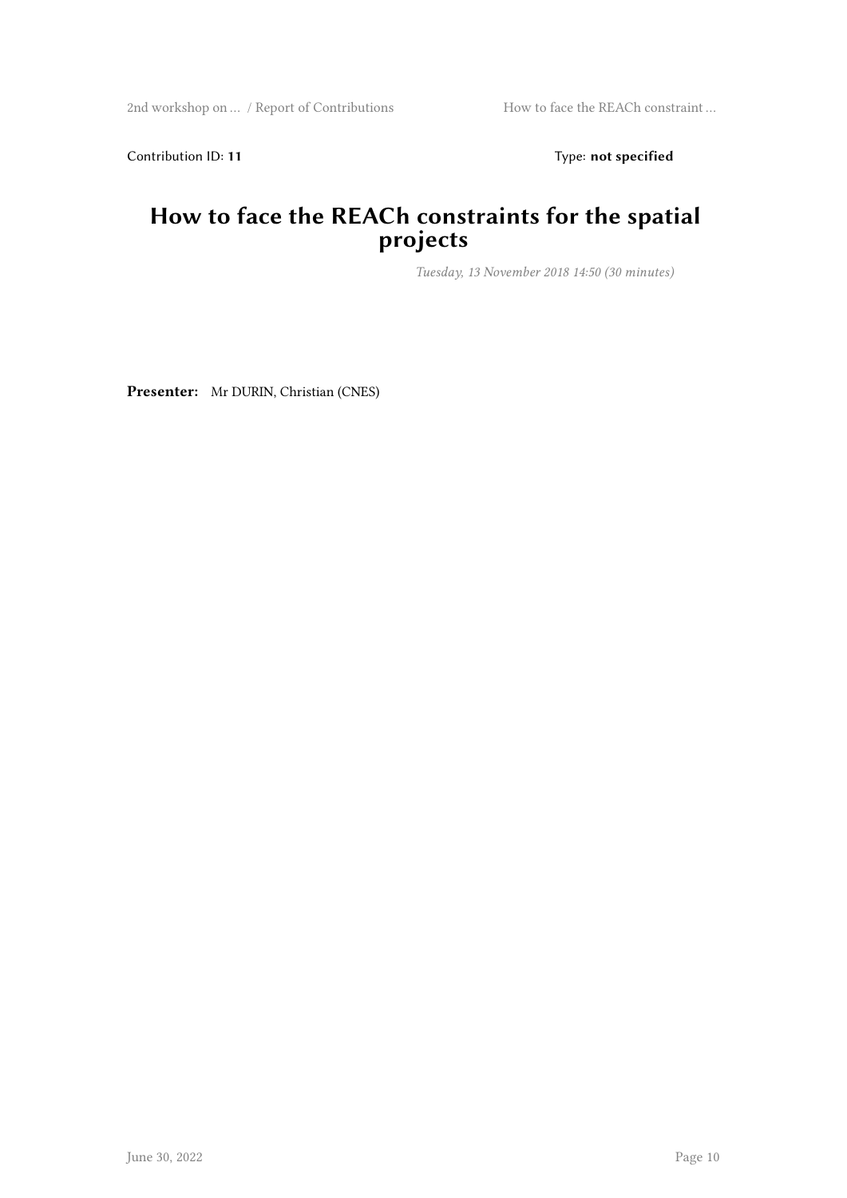Contribution ID: **11** Type: **not specified**

# How to face the REACh constraints for the spatial projects

*Tuesday, 13 November 2018 14:50 (30 minutes)*

**Presenter:** Mr DURIN, Christian (CNES)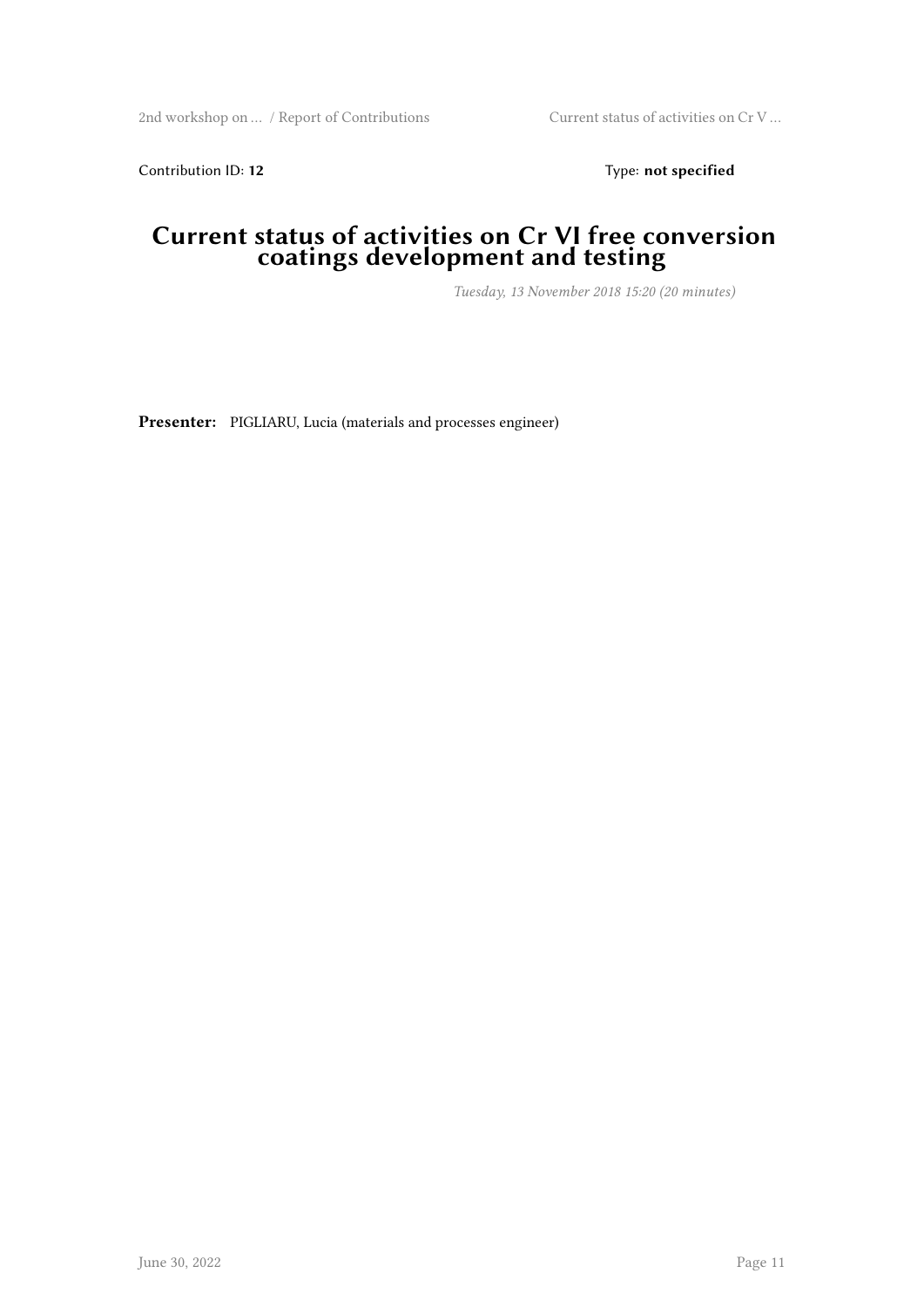Contribution ID: **12** Type: **not specified**

# Current status of activities on Cr VI free conversion coatings development and testing

*Tuesday, 13 November 2018 15:20 (20 minutes)*

**Presenter:** PIGLIARU, Lucia (materials and processes engineer)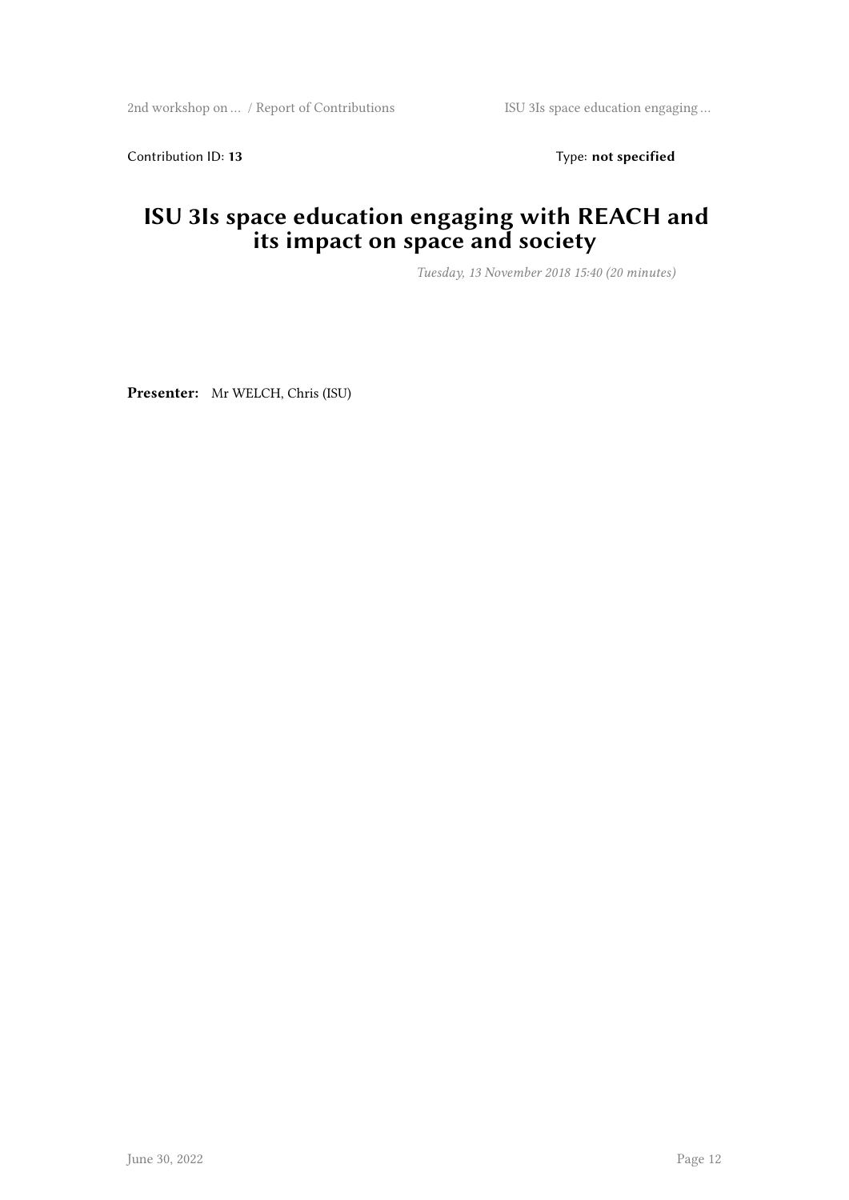Contribution ID: **13** Type: **not specified**

# ISU 3Is space education engaging with REACH and its impact on space and society

*Tuesday, 13 November 2018 15:40 (20 minutes)*

**Presenter:** Mr WELCH, Chris (ISU)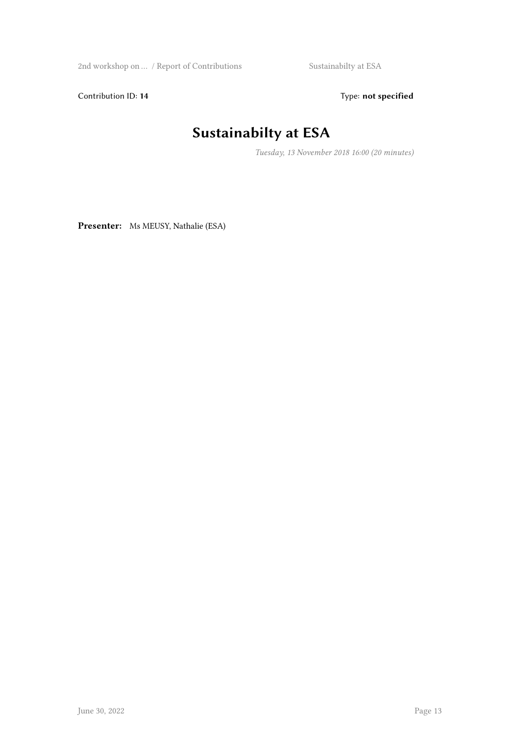Contribution ID: **14** Type: **not specified**

# Sustainabilty at ESA

*Tuesday, 13 November 2018 16:00 (20 minutes)*

**Presenter:** Ms MEUSY, Nathalie (ESA)